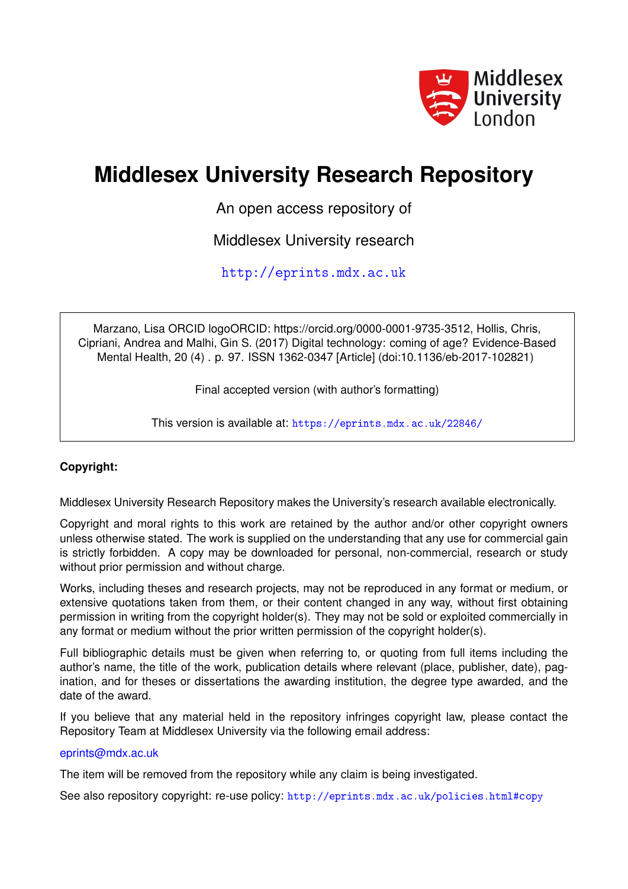# Middlesex University Research Repository

An open access repository of

Middlesex University research

http://eprints.mdx.ac.uk

Marzano, Lisa ORCID logoORCID: https://orcid.org/0000-0001-9735-3512, Hollis, Chris, Cipriani, Andrea and Malhi, Gin S. (2017) Digital technology: coming of age? Evidence-Based Mental Health, 20 (4) . p. 97. ISSN 1362-0347 [Article] (doi:10.1136/eb-2017-102821)

Final accepted version (with author's formatting)

This version is available at: https://eprints.mdx.ac.uk/22846/

**Copyright:**

Middlesex University Research Repository makes the University's research available electronically.

Copyright and moral rights to this work are retained by the author and/or other copyright owners unless otherwise stated. The work is supplied on the understanding that any use for commercial gain is strictly forbidden. A copy may be downloaded for personal, non-commercial, research or study without prior permission and without charge.

Works, including theses and research projects, may not be reproduced in any format or medium, or extensive quotations taken from them, or their content changed in any way, without first obtaining permission in writing from the copyright holder(s). They may not be sold or exploited commercially in any format or medium without the prior written permission of the copyright holder(s).

Full bibliographic details must be given when referring to, or quoting from full items including the author's name, the title of the work, publication details where relevant (place, publisher, date), pagination, and for theses or dissertations the awarding institution, the degree type awarded, and the date of the award.

If you believe that any material held in the repository infringes copyright law, please contact the Repository Team at Middlesex University via the following email address:

eprints@mdx.ac.uk

The item will be removed from the repository while any claim is being investigated.

See also repository copyright: re-use policy: http://eprints.mdx.ac.uk/policies.html#copy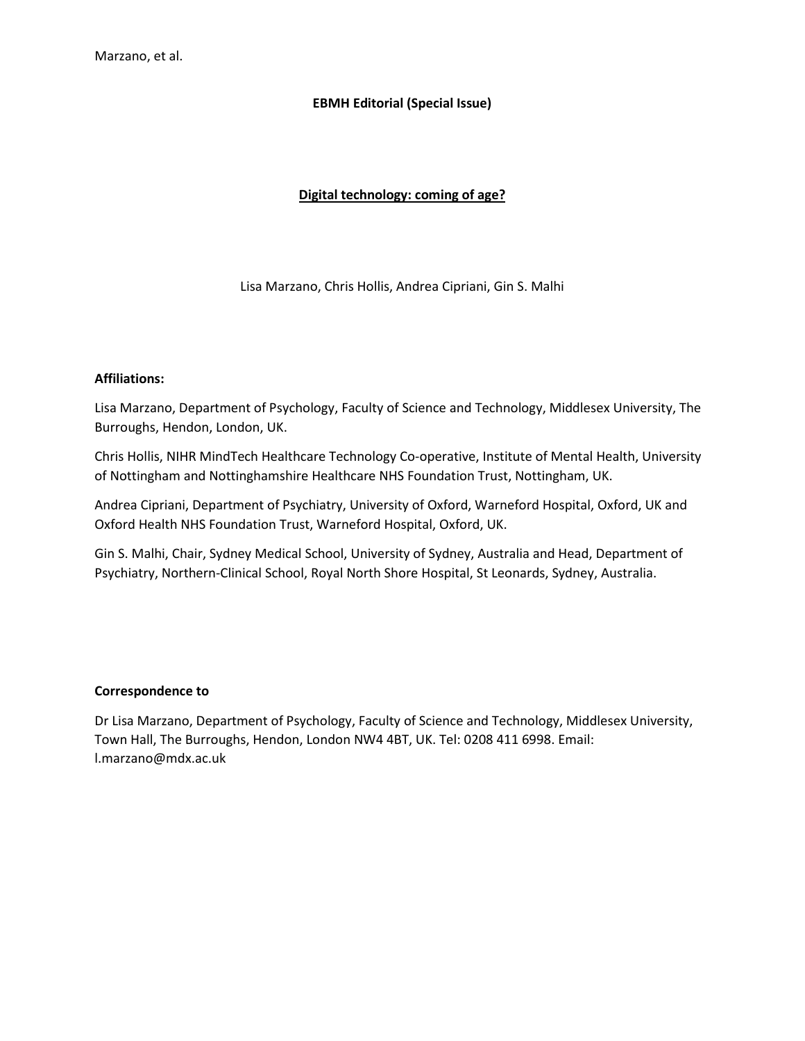**EBMH Editorial (Special Issue)**

**Digital technology: coming of age?**

Lisa Marzano, Chris Hollis, Andrea Cipriani, Gin S. Malhi

**Affiliations:**

Lisa Marzano, Department of Psychology, Faculty of Science and Technology, Middlesex University, The Burroughs, Hendon, London, UK.

Chris Hollis, NIHR MindTech Healthcare Technology Co-operative, Institute of Mental Health, University of Nottingham and Nottinghamshire Healthcare NHS Foundation Trust, Nottingham, UK.

Andrea Cipriani, Department of Psychiatry, University of Oxford, Warneford Hospital, Oxford, UK and Oxford Health NHS Foundation Trust, Warneford Hospital, Oxford, UK.

Gin S. Malhi, Chair, Sydney Medical School, University of Sydney, Australia and Head, Department of Psychiatry, Northern-Clinical School, Royal North Shore Hospital, St Leonards, Sydney, Australia.

**Correspondence to**

Dr Lisa Marzano, Department of Psychology, Faculty of Science and Technology, Middlesex University, Town Hall, The Burroughs, Hendon, London NW4 4BT, UK. Tel: 0208 411 6998. Email: l.marzano@mdx.ac.uk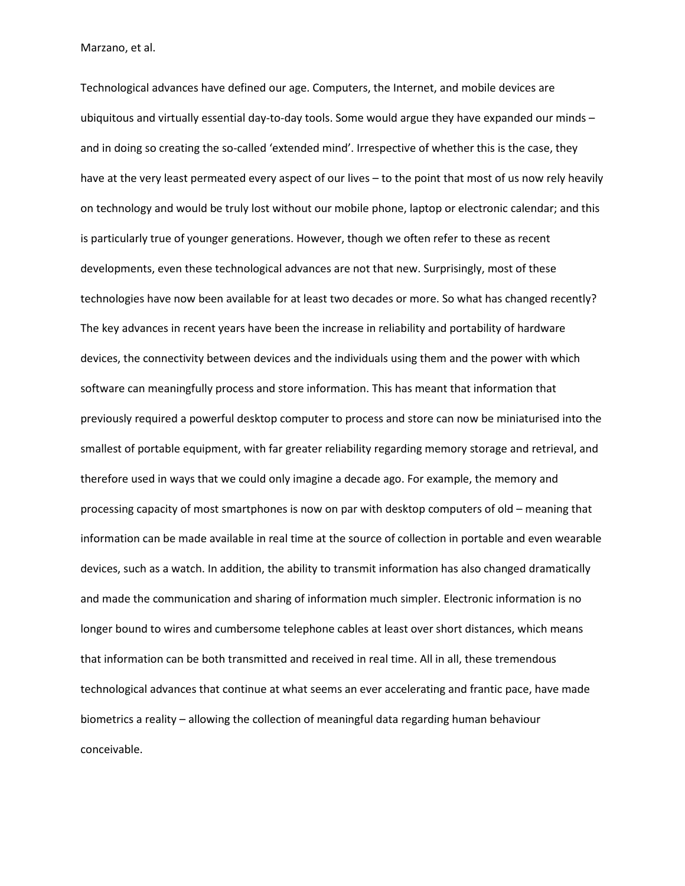Technological advances have defined our age. Computers, the Internet, and mobile devices are ubiquitous and virtually essential day-to-day tools. Some would argue they have expanded our minds – and in doing so creating the so-called 'extended mind'. Irrespective of whether this is the case, they have at the very least permeated every aspect of our lives – to the point that most of us now rely heavily on technology and would be truly lost without our mobile phone, laptop or electronic calendar; and this is particularly true of younger generations. However, though we often refer to these as recent developments, even these technological advances are not that new. Surprisingly, most of these technologies have now been available for at least two decades or more. So what has changed recently? The key advances in recent years have been the increase in reliability and portability of hardware devices, the connectivity between devices and the individuals using them and the power with which software can meaningfully process and store information. This has meant that information that previously required a powerful desktop computer to process and store can now be miniaturised into the smallest of portable equipment, with far greater reliability regarding memory storage and retrieval, and therefore used in ways that we could only imagine a decade ago. For example, the memory and processing capacity of most smartphones is now on par with desktop computers of old – meaning that information can be made available in real time at the source of collection in portable and even wearable devices, such as a watch. In addition, the ability to transmit information has also changed dramatically and made the communication and sharing of information much simpler. Electronic information is no longer bound to wires and cumbersome telephone cables at least over short distances, which means that information can be both transmitted and received in real time. All in all, these tremendous technological advances that continue at what seems an ever accelerating and frantic pace, have made biometrics a reality – allowing the collection of meaningful data regarding human behaviour conceivable.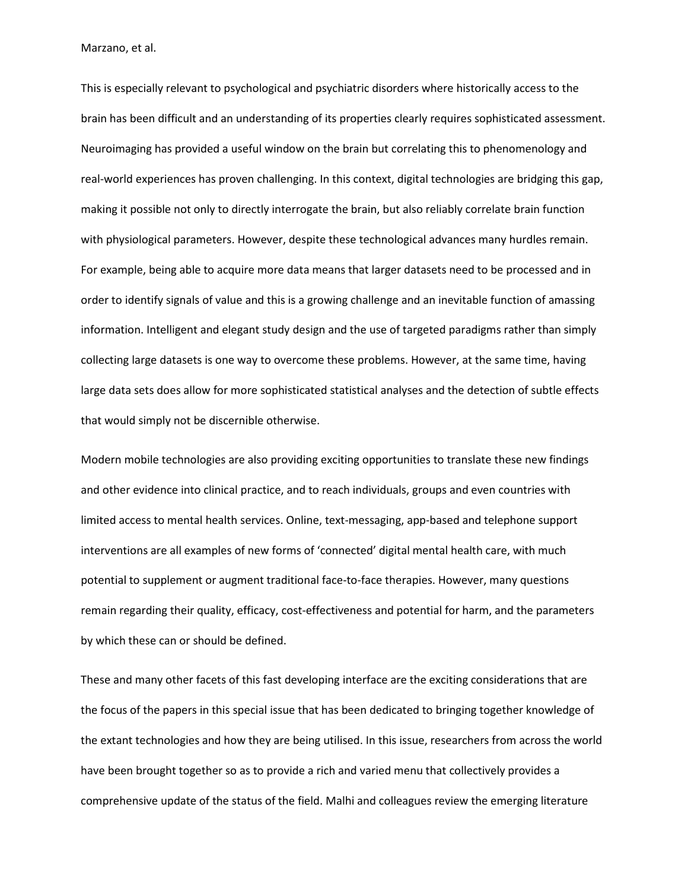This is especially relevant to psychological and psychiatric disorders where historically access to the brain has been difficult and an understanding of its properties clearly requires sophisticated assessment. Neuroimaging has provided a useful window on the brain but correlating this to phenomenology and real-world experiences has proven challenging. In this context, digital technologies are bridging this gap, making it possible not only to directly interrogate the brain, but also reliably correlate brain function with physiological parameters. However, despite these technological advances many hurdles remain. For example, being able to acquire more data means that larger datasets need to be processed and in order to identify signals of value and this is a growing challenge and an inevitable function of amassing information. Intelligent and elegant study design and the use of targeted paradigms rather than simply collecting large datasets is one way to overcome these problems. However, at the same time, having large data sets does allow for more sophisticated statistical analyses and the detection of subtle effects that would simply not be discernible otherwise.

Modern mobile technologies are also providing exciting opportunities to translate these new findings and other evidence into clinical practice, and to reach individuals, groups and even countries with limited access to mental health services. Online, text-messaging, app-based and telephone support interventions are all examples of new forms of 'connected' digital mental health care, with much potential to supplement or augment traditional face-to-face therapies. However, many questions remain regarding their quality, efficacy, cost-effectiveness and potential for harm, and the parameters by which these can or should be defined.

These and many other facets of this fast developing interface are the exciting considerations that are the focus of the papers in this special issue that has been dedicated to bringing together knowledge of the extant technologies and how they are being utilised. In this issue, researchers from across the world have been brought together so as to provide a rich and varied menu that collectively provides a comprehensive update of the status of the field. Malhi and colleagues review the emerging literature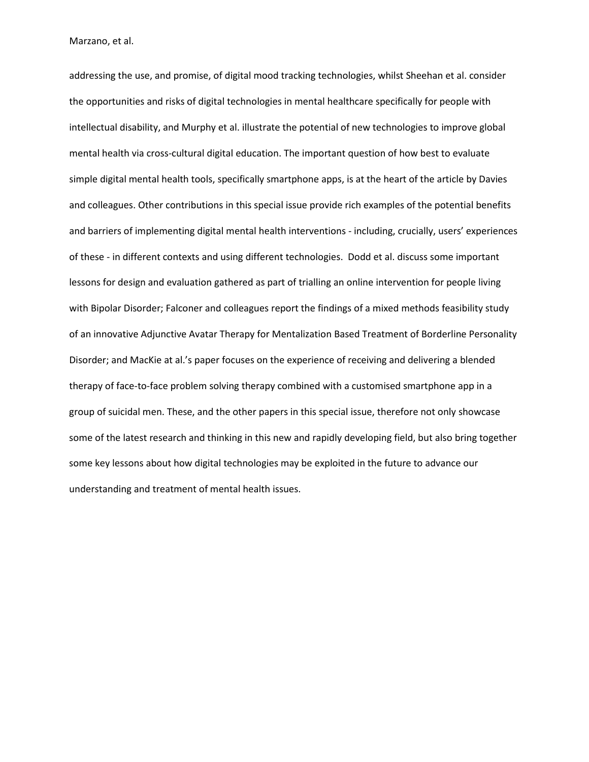addressing the use, and promise, of digital mood tracking technologies, whilst Sheehan et al. consider the opportunities and risks of digital technologies in mental healthcare specifically for people with intellectual disability, and Murphy et al. illustrate the potential of new technologies to improve global mental health via cross-cultural digital education. The important question of how best to evaluate simple digital mental health tools, specifically smartphone apps, is at the heart of the article by Davies and colleagues. Other contributions in this special issue provide rich examples of the potential benefits and barriers of implementing digital mental health interventions - including, crucially, users' experiences of these - in different contexts and using different technologies. Dodd et al. discuss some important lessons for design and evaluation gathered as part of trialling an online intervention for people living with Bipolar Disorder; Falconer and colleagues report the findings of a mixed methods feasibility study of an innovative Adjunctive Avatar Therapy for Mentalization Based Treatment of Borderline Personality Disorder; and MacKie at al.'s paper focuses on the experience of receiving and delivering a blended therapy of face-to-face problem solving therapy combined with a customised smartphone app in a group of suicidal men. These, and the other papers in this special issue, therefore not only showcase some of the latest research and thinking in this new and rapidly developing field, but also bring together some key lessons about how digital technologies may be exploited in the future to advance our understanding and treatment of mental health issues.